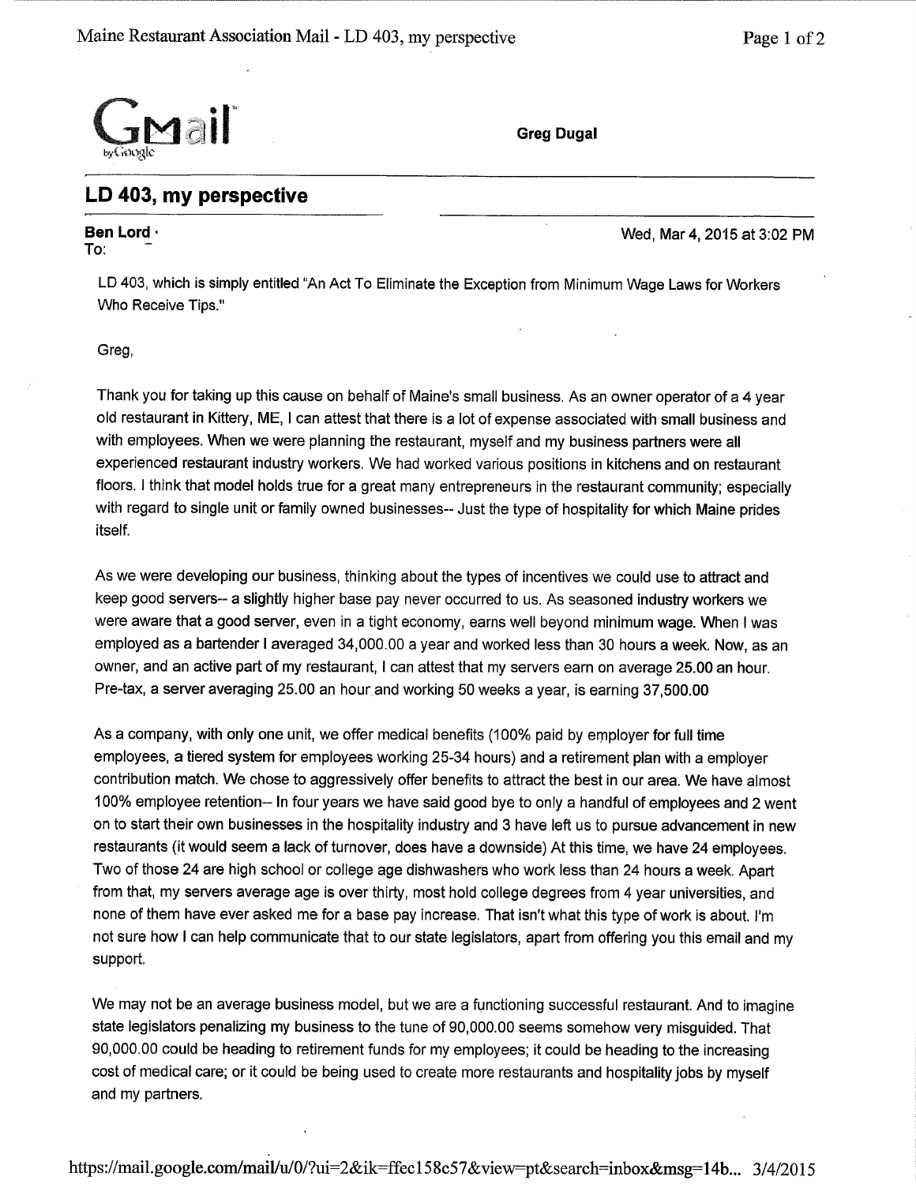**Greg Dugal**

## LD 403, my perspective

**Ben Lord**
To:

Wed, Mar 4, 2015 at 3:02 PM

LD 403, which is simply entitled "An Act To Eliminate the Exception from Minimum Wage Laws for Workers Who Receive Tips."

Greg,

Thank you for taking up this cause on behalf of Maine's small business. As an owner operator of a 4 year old restaurant in Kittery, ME, I can attest that there is a lot of expense associated with small business and with employees. When we were planning the restaurant, myself and my business partners were all experienced restaurant industry workers. We had worked various positions in kitchens and on restaurant floors. I think that model holds true for a great many entrepreneurs in the restaurant community; especially with regard to single unit or family owned businesses-- Just the type of hospitality for which Maine prides itself.

As we were developing our business, thinking about the types of incentives we could use to attract and keep good servers-- a slightly higher base pay never occurred to us. As seasoned industry workers we were aware that a good server, even in a tight economy, earns well beyond minimum wage. When I was employed as a bartender I averaged 34,000.00 a year and worked less than 30 hours a week. Now, as an owner, and an active part of my restaurant, I can attest that my servers earn on average 25.00 an hour. Pre-tax, a server averaging 25.00 an hour and working 50 weeks a year, is earning 37,500.00

As a company, with only one unit, we offer medical benefits (100% paid by employer for full time employees, a tiered system for employees working 25-34 hours) and a retirement plan with a employer contribution match. We chose to aggressively offer benefits to attract the best in our area. We have almost 100% employee retention-- In four years we have said good bye to only a handful of employees and 2 went on to start their own businesses in the hospitality industry and 3 have left us to pursue advancement in new restaurants (it would seem a lack of turnover, does have a downside) At this time, we have 24 employees. Two of those 24 are high school or college age dishwashers who work less than 24 hours a week. Apart from that, my servers average age is over thirty, most hold college degrees from 4 year universities, and none of them have ever asked me for a base pay increase. That isn't what this type of work is about. I'm not sure how I can help communicate that to our state legislators, apart from offering you this email and my support.

We may not be an average business model, but we are a functioning successful restaurant. And to imagine state legislators penalizing my business to the tune of 90,000.00 seems somehow very misguided. That 90,000.00 could be heading to retirement funds for my employees; it could be heading to the increasing cost of medical care; or it could be being used to create more restaurants and hospitality jobs by myself and my partners.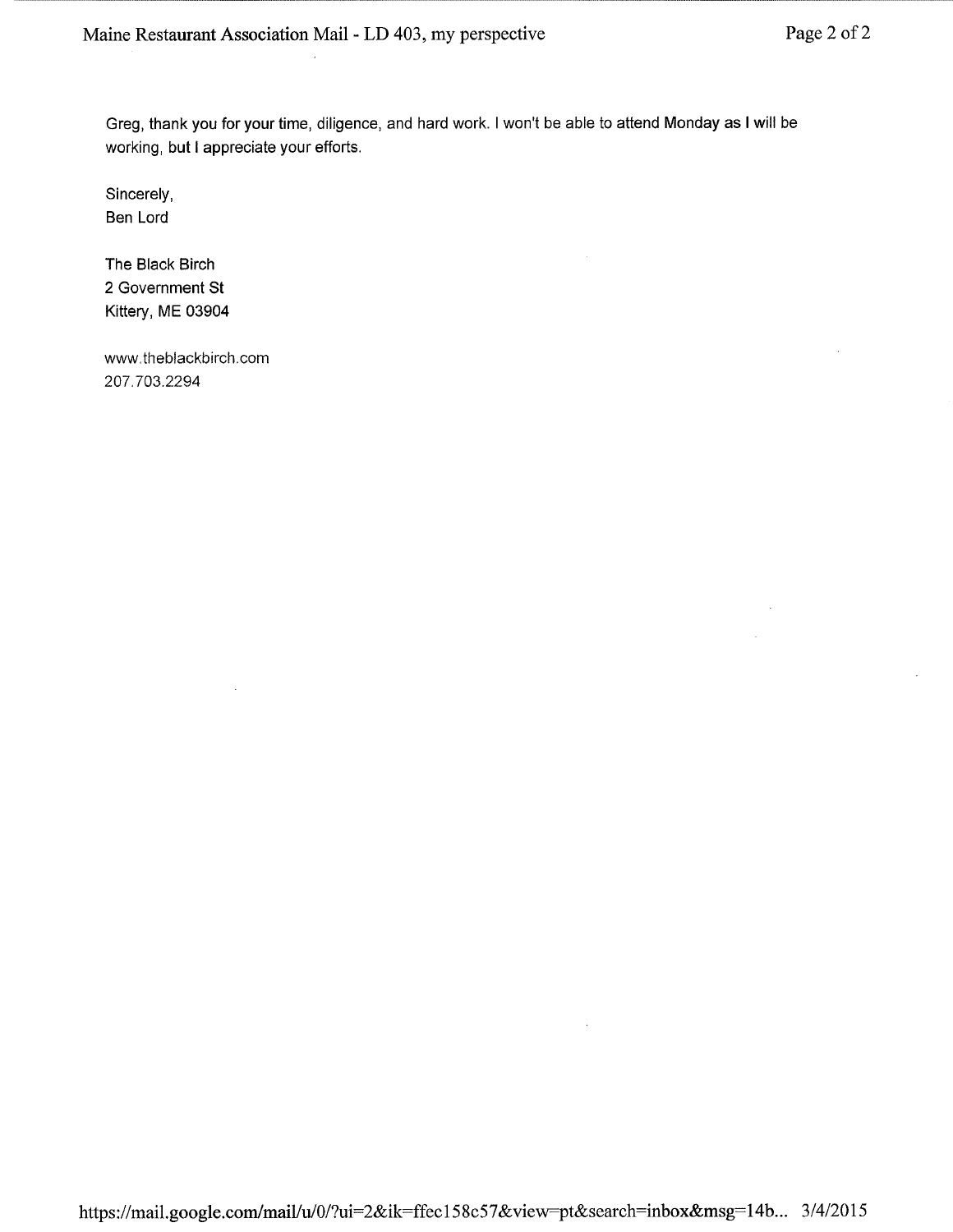Greg, thank you for your time, diligence, and hard work. I won't be able to attend Monday as I will be working, but I appreciate your efforts.

Sincerely,
Ben Lord

The Black Birch
2 Government St
Kittery, ME 03904

www.theblackbirch.com
207.703.2294